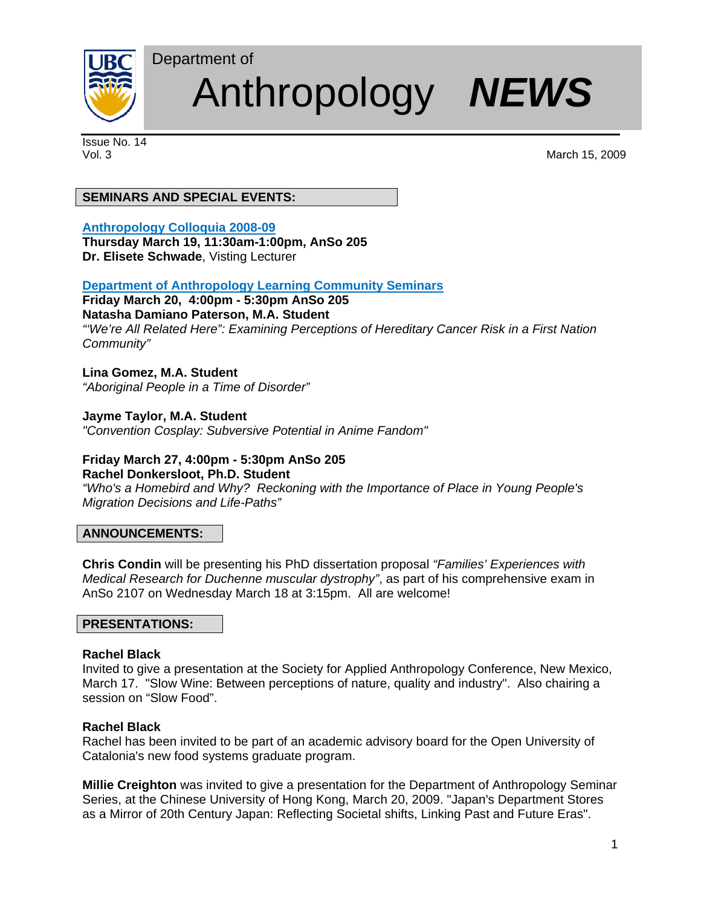Department of

# Anthropology ***NEWS***

Issue No. 14
Vol. 3

March 15, 2009

## SEMINARS AND SPECIAL EVENTS:

**Anthropology Colloquia 2008-09**
**Thursday March 19, 11:30am-1:00pm, AnSo 205**
**Dr. Elisete Schwade**, Visting Lecturer

**Department of Anthropology Learning Community Seminars**
**Friday March 20, 4:00pm - 5:30pm AnSo 205**
**Natasha Damiano Paterson, M.A. Student**
*"'We're All Related Here": Examining Perceptions of Hereditary Cancer Risk in a First Nation Community"*

**Lina Gomez, M.A. Student**
*"Aboriginal People in a Time of Disorder"*

**Jayme Taylor, M.A. Student**
*"Convention Cosplay: Subversive Potential in Anime Fandom"*

**Friday March 27, 4:00pm - 5:30pm AnSo 205**
**Rachel Donkersloot, Ph.D. Student**
*"Who's a Homebird and Why? Reckoning with the Importance of Place in Young People's Migration Decisions and Life-Paths"*

## ANNOUNCEMENTS:

**Chris Condin** will be presenting his PhD dissertation proposal *"Families' Experiences with Medical Research for Duchenne muscular dystrophy"*, as part of his comprehensive exam in AnSo 2107 on Wednesday March 18 at 3:15pm. All are welcome!

## PRESENTATIONS:

**Rachel Black**
Invited to give a presentation at the Society for Applied Anthropology Conference, New Mexico, March 17. "Slow Wine: Between perceptions of nature, quality and industry". Also chairing a session on "Slow Food".

**Rachel Black**
Rachel has been invited to be part of an academic advisory board for the Open University of Catalonia's new food systems graduate program.

**Millie Creighton** was invited to give a presentation for the Department of Anthropology Seminar Series, at the Chinese University of Hong Kong, March 20, 2009. "Japan's Department Stores as a Mirror of 20th Century Japan: Reflecting Societal shifts, Linking Past and Future Eras".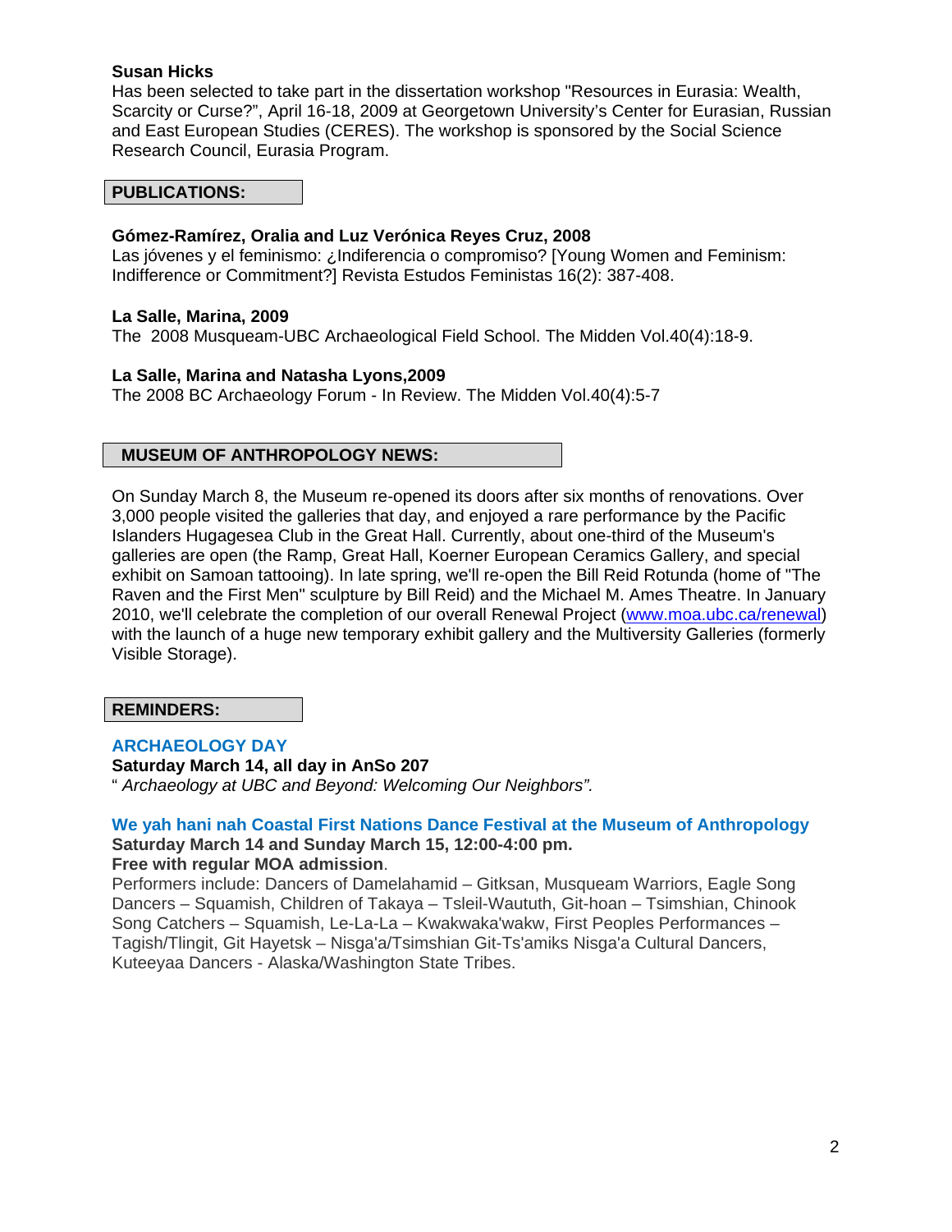**Susan Hicks**
Has been selected to take part in the dissertation workshop "Resources in Eurasia: Wealth, Scarcity or Curse?", April 16-18, 2009 at Georgetown University's Center for Eurasian, Russian and East European Studies (CERES). The workshop is sponsored by the Social Science Research Council, Eurasia Program.

## PUBLICATIONS:

**Gómez-Ramírez, Oralia and Luz Verónica Reyes Cruz, 2008**
Las jóvenes y el feminismo: ¿Indiferencia o compromiso? [Young Women and Feminism: Indifference or Commitment?] Revista Estudos Feministas 16(2): 387-408.

**La Salle, Marina, 2009**
The 2008 Musqueam-UBC Archaeological Field School. The Midden Vol.40(4):18-9.

**La Salle, Marina and Natasha Lyons,2009**
The 2008 BC Archaeology Forum - In Review. The Midden Vol.40(4):5-7

## MUSEUM OF ANTHROPOLOGY NEWS:

On Sunday March 8, the Museum re-opened its doors after six months of renovations. Over 3,000 people visited the galleries that day, and enjoyed a rare performance by the Pacific Islanders Hugagesea Club in the Great Hall. Currently, about one-third of the Museum's galleries are open (the Ramp, Great Hall, Koerner European Ceramics Gallery, and special exhibit on Samoan tattooing). In late spring, we'll re-open the Bill Reid Rotunda (home of "The Raven and the First Men" sculpture by Bill Reid) and the Michael M. Ames Theatre. In January 2010, we'll celebrate the completion of our overall Renewal Project (www.moa.ubc.ca/renewal) with the launch of a huge new temporary exhibit gallery and the Multiversity Galleries (formerly Visible Storage).

## REMINDERS:

### ARCHAEOLOGY DAY

**Saturday March 14, all day in AnSo 207**
" *Archaeology at UBC and Beyond: Welcoming Our Neighbors".*

### We yah hani nah Coastal First Nations Dance Festival at the Museum of Anthropology

**Saturday March 14 and Sunday March 15, 12:00-4:00 pm.**
**Free with regular MOA admission**.
Performers include: Dancers of Damelahamid – Gitksan, Musqueam Warriors, Eagle Song Dancers – Squamish, Children of Takaya – Tsleil-Waututh, Git-hoan – Tsimshian, Chinook Song Catchers – Squamish, Le-La-La – Kwakwaka'wakw, First Peoples Performances – Tagish/Tlingit, Git Hayetsk – Nisga'a/Tsimshian Git-Ts'amiks Nisga'a Cultural Dancers, Kuteeyaa Dancers - Alaska/Washington State Tribes.